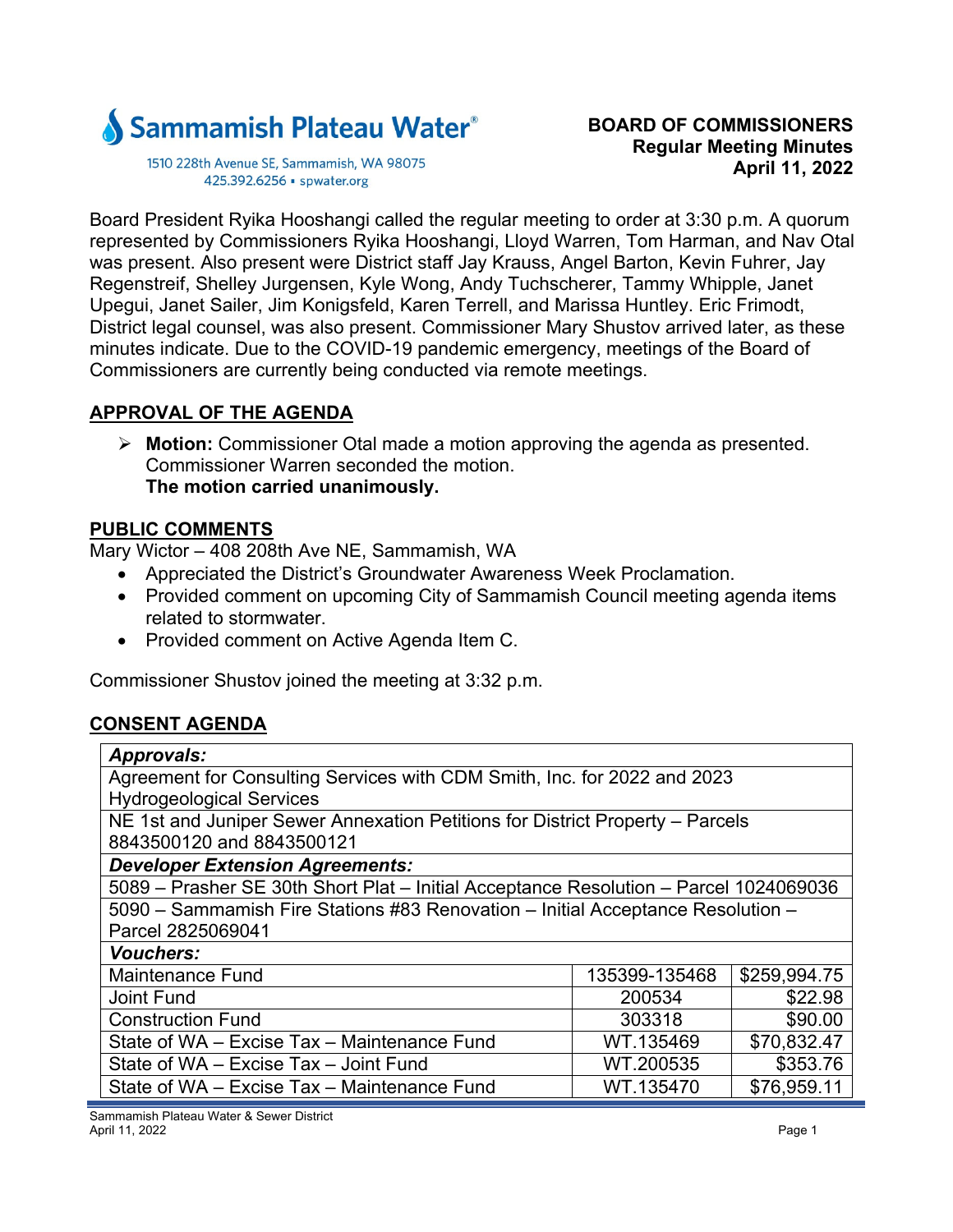**Sammamish Plateau Water®**

1510 228th Avenue SE, Sammamish, WA 98075
425.392.6256 ▪ spwater.org

**BOARD OF COMMISSIONERS**
**Regular Meeting Minutes**
**April 11, 2022**

Board President Ryika Hooshangi called the regular meeting to order at 3:30 p.m. A quorum represented by Commissioners Ryika Hooshangi, Lloyd Warren, Tom Harman, and Nav Otal was present. Also present were District staff Jay Krauss, Angel Barton, Kevin Fuhrer, Jay Regenstreif, Shelley Jurgensen, Kyle Wong, Andy Tuchscherer, Tammy Whipple, Janet Upegui, Janet Sailer, Jim Konigsfeld, Karen Terrell, and Marissa Huntley. Eric Frimodt, District legal counsel, was also present. Commissioner Mary Shustov arrived later, as these minutes indicate. Due to the COVID-19 pandemic emergency, meetings of the Board of Commissioners are currently being conducted via remote meetings.

## APPROVAL OF THE AGENDA

- **Motion:** Commissioner Otal made a motion approving the agenda as presented. Commissioner Warren seconded the motion.
  **The motion carried unanimously.**

## PUBLIC COMMENTS

Mary Wictor – 408 208th Ave NE, Sammamish, WA

- Appreciated the District's Groundwater Awareness Week Proclamation.
- Provided comment on upcoming City of Sammamish Council meeting agenda items related to stormwater.
- Provided comment on Active Agenda Item C.

Commissioner Shustov joined the meeting at 3:32 p.m.

## CONSENT AGENDA

| ***Approvals:*** | | |
|---|---|---|
| Agreement for Consulting Services with CDM Smith, Inc. for 2022 and 2023 Hydrogeological Services | | |
| NE 1st and Juniper Sewer Annexation Petitions for District Property – Parcels 8843500120 and 8843500121 | | |
| ***Developer Extension Agreements:*** | | |
| 5089 – Prasher SE 30th Short Plat – Initial Acceptance Resolution – Parcel 1024069036 | | |
| 5090 – Sammamish Fire Stations #83 Renovation – Initial Acceptance Resolution – Parcel 2825069041 | | |
| ***Vouchers:*** | | |
| Maintenance Fund | 135399-135468 | $259,994.75 |
| Joint Fund | 200534 | $22.98 |
| Construction Fund | 303318 | $90.00 |
| State of WA – Excise Tax – Maintenance Fund | WT.135469 | $70,832.47 |
| State of WA – Excise Tax – Joint Fund | WT.200535 | $353.76 |
| State of WA – Excise Tax – Maintenance Fund | WT.135470 | $76,959.11 |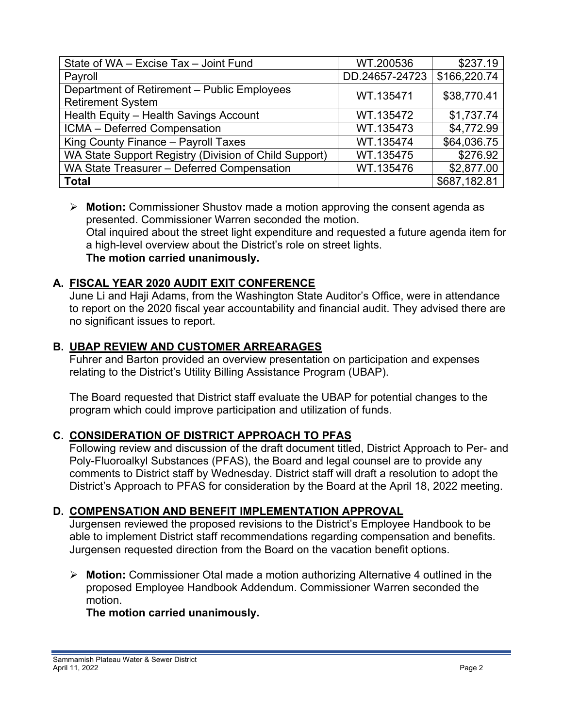| State of WA – Excise Tax – Joint Fund | WT.200536 | $237.19 |
|---|---|---|
| Payroll | DD.24657-24723 | $166,220.74 |
| Department of Retirement – Public Employees Retirement System | WT.135471 | $38,770.41 |
| Health Equity – Health Savings Account | WT.135472 | $1,737.74 |
| ICMA – Deferred Compensation | WT.135473 | $4,772.99 |
| King County Finance – Payroll Taxes | WT.135474 | $64,036.75 |
| WA State Support Registry (Division of Child Support) | WT.135475 | $276.92 |
| WA State Treasurer – Deferred Compensation | WT.135476 | $2,877.00 |
| **Total** | | $687,182.81 |

- **Motion:** Commissioner Shustov made a motion approving the consent agenda as presented. Commissioner Warren seconded the motion.
  Otal inquired about the street light expenditure and requested a future agenda item for a high-level overview about the District's role on street lights.
  **The motion carried unanimously.**

## A. FISCAL YEAR 2020 AUDIT EXIT CONFERENCE

June Li and Haji Adams, from the Washington State Auditor's Office, were in attendance to report on the 2020 fiscal year accountability and financial audit. They advised there are no significant issues to report.

## B. UBAP REVIEW AND CUSTOMER ARREARAGES

Fuhrer and Barton provided an overview presentation on participation and expenses relating to the District's Utility Billing Assistance Program (UBAP).

The Board requested that District staff evaluate the UBAP for potential changes to the program which could improve participation and utilization of funds.

## C. CONSIDERATION OF DISTRICT APPROACH TO PFAS

Following review and discussion of the draft document titled, District Approach to Per- and Poly-Fluoroalkyl Substances (PFAS), the Board and legal counsel are to provide any comments to District staff by Wednesday. District staff will draft a resolution to adopt the District's Approach to PFAS for consideration by the Board at the April 18, 2022 meeting.

## D. COMPENSATION AND BENEFIT IMPLEMENTATION APPROVAL

Jurgensen reviewed the proposed revisions to the District's Employee Handbook to be able to implement District staff recommendations regarding compensation and benefits. Jurgensen requested direction from the Board on the vacation benefit options.

- **Motion:** Commissioner Otal made a motion authorizing Alternative 4 outlined in the proposed Employee Handbook Addendum. Commissioner Warren seconded the motion.
  **The motion carried unanimously.**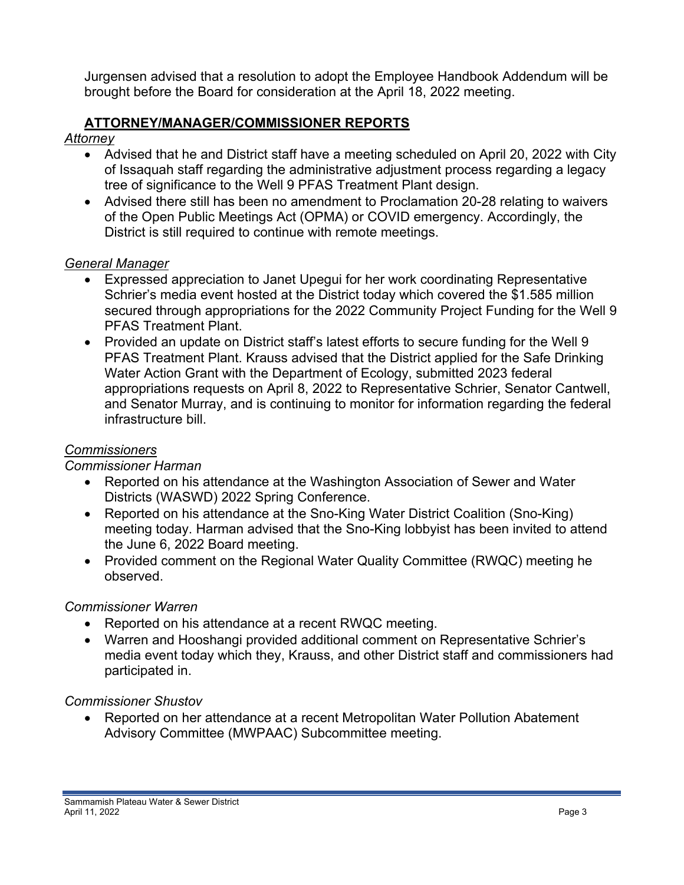Jurgensen advised that a resolution to adopt the Employee Handbook Addendum will be brought before the Board for consideration at the April 18, 2022 meeting.

## ATTORNEY/MANAGER/COMMISSIONER REPORTS

*Attorney*

- Advised that he and District staff have a meeting scheduled on April 20, 2022 with City of Issaquah staff regarding the administrative adjustment process regarding a legacy tree of significance to the Well 9 PFAS Treatment Plant design.
- Advised there still has been no amendment to Proclamation 20-28 relating to waivers of the Open Public Meetings Act (OPMA) or COVID emergency. Accordingly, the District is still required to continue with remote meetings.

*General Manager*

- Expressed appreciation to Janet Upegui for her work coordinating Representative Schrier's media event hosted at the District today which covered the $1.585 million secured through appropriations for the 2022 Community Project Funding for the Well 9 PFAS Treatment Plant.
- Provided an update on District staff's latest efforts to secure funding for the Well 9 PFAS Treatment Plant. Krauss advised that the District applied for the Safe Drinking Water Action Grant with the Department of Ecology, submitted 2023 federal appropriations requests on April 8, 2022 to Representative Schrier, Senator Cantwell, and Senator Murray, and is continuing to monitor for information regarding the federal infrastructure bill.

*Commissioners*

*Commissioner Harman*

- Reported on his attendance at the Washington Association of Sewer and Water Districts (WASWD) 2022 Spring Conference.
- Reported on his attendance at the Sno-King Water District Coalition (Sno-King) meeting today. Harman advised that the Sno-King lobbyist has been invited to attend the June 6, 2022 Board meeting.
- Provided comment on the Regional Water Quality Committee (RWQC) meeting he observed.

*Commissioner Warren*

- Reported on his attendance at a recent RWQC meeting.
- Warren and Hooshangi provided additional comment on Representative Schrier's media event today which they, Krauss, and other District staff and commissioners had participated in.

*Commissioner Shustov*

- Reported on her attendance at a recent Metropolitan Water Pollution Abatement Advisory Committee (MWPAAC) Subcommittee meeting.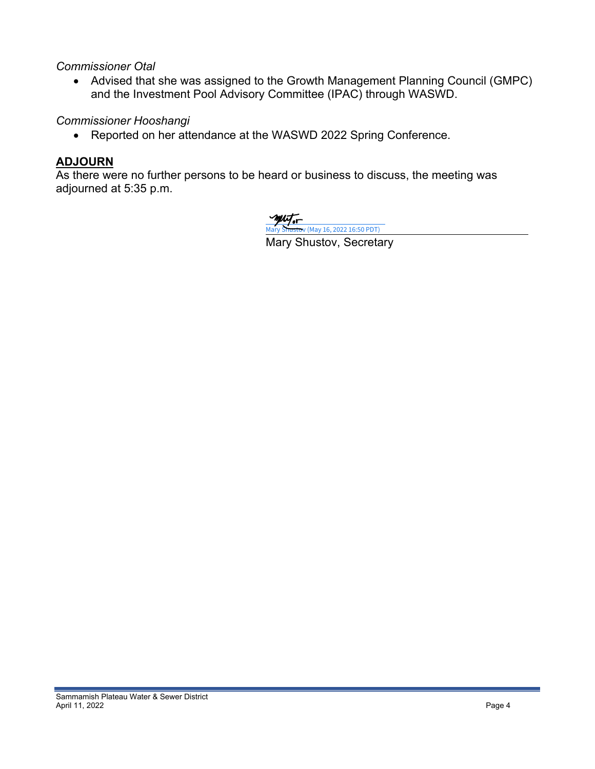*Commissioner Otal*

- Advised that she was assigned to the Growth Management Planning Council (GMPC) and the Investment Pool Advisory Committee (IPAC) through WASWD.

*Commissioner Hooshangi*

- Reported on her attendance at the WASWD 2022 Spring Conference.

## ADJOURN

As there were no further persons to be heard or business to discuss, the meeting was adjourned at 5:35 p.m.

Mary Shustov (May 16, 2022 16:50 PDT)

Mary Shustov, Secretary